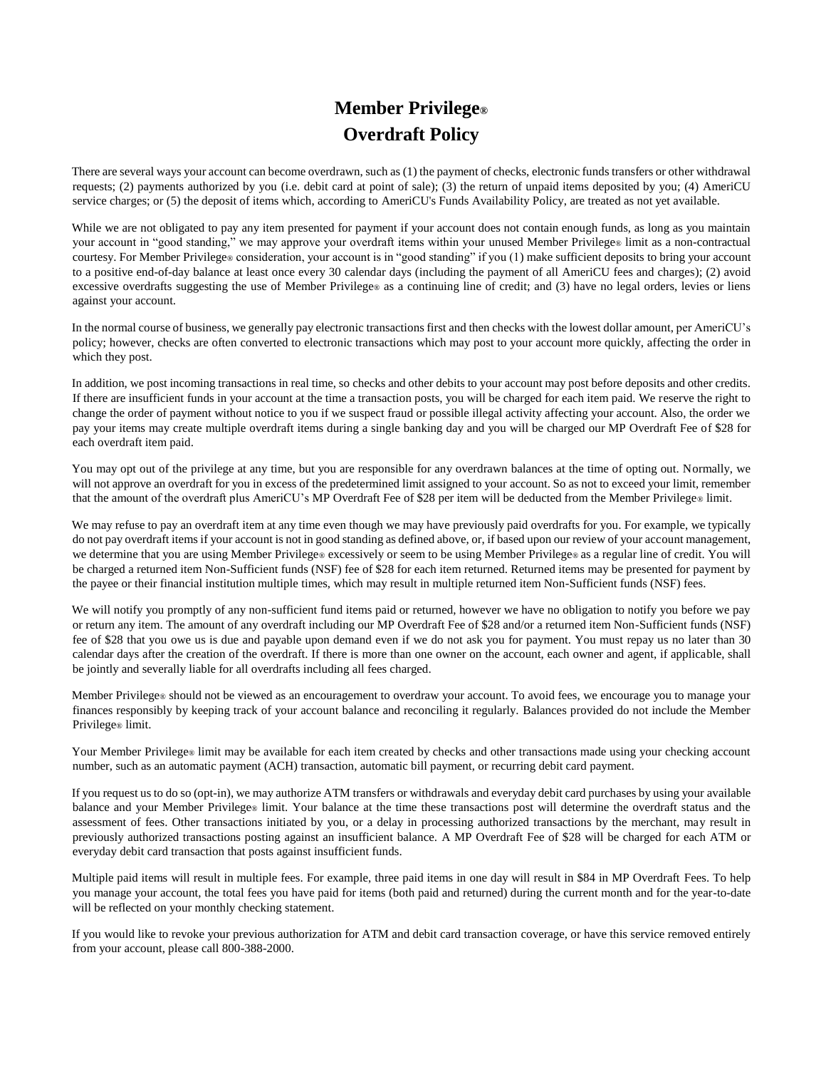# Member Privilege®
# Overdraft Policy

There are several ways your account can become overdrawn, such as (1) the payment of checks, electronic funds transfers or other withdrawal requests; (2) payments authorized by you (i.e. debit card at point of sale); (3) the return of unpaid items deposited by you; (4) AmeriCU service charges; or (5) the deposit of items which, according to AmeriCU's Funds Availability Policy, are treated as not yet available.

While we are not obligated to pay any item presented for payment if your account does not contain enough funds, as long as you maintain your account in "good standing," we may approve your overdraft items within your unused Member Privilege® limit as a non-contractual courtesy. For Member Privilege® consideration, your account is in "good standing" if you (1) make sufficient deposits to bring your account to a positive end-of-day balance at least once every 30 calendar days (including the payment of all AmeriCU fees and charges); (2) avoid excessive overdrafts suggesting the use of Member Privilege® as a continuing line of credit; and (3) have no legal orders, levies or liens against your account.

In the normal course of business, we generally pay electronic transactions first and then checks with the lowest dollar amount, per AmeriCU's policy; however, checks are often converted to electronic transactions which may post to your account more quickly, affecting the order in which they post.

In addition, we post incoming transactions in real time, so checks and other debits to your account may post before deposits and other credits. If there are insufficient funds in your account at the time a transaction posts, you will be charged for each item paid. We reserve the right to change the order of payment without notice to you if we suspect fraud or possible illegal activity affecting your account. Also, the order we pay your items may create multiple overdraft items during a single banking day and you will be charged our MP Overdraft Fee of $28 for each overdraft item paid.

You may opt out of the privilege at any time, but you are responsible for any overdrawn balances at the time of opting out. Normally, we will not approve an overdraft for you in excess of the predetermined limit assigned to your account. So as not to exceed your limit, remember that the amount of the overdraft plus AmeriCU's MP Overdraft Fee of $28 per item will be deducted from the Member Privilege® limit.

We may refuse to pay an overdraft item at any time even though we may have previously paid overdrafts for you. For example, we typically do not pay overdraft items if your account is not in good standing as defined above, or, if based upon our review of your account management, we determine that you are using Member Privilege® excessively or seem to be using Member Privilege® as a regular line of credit. You will be charged a returned item Non-Sufficient funds (NSF) fee of $28 for each item returned. Returned items may be presented for payment by the payee or their financial institution multiple times, which may result in multiple returned item Non-Sufficient funds (NSF) fees.

We will notify you promptly of any non-sufficient fund items paid or returned, however we have no obligation to notify you before we pay or return any item. The amount of any overdraft including our MP Overdraft Fee of $28 and/or a returned item Non-Sufficient funds (NSF) fee of $28 that you owe us is due and payable upon demand even if we do not ask you for payment. You must repay us no later than 30 calendar days after the creation of the overdraft. If there is more than one owner on the account, each owner and agent, if applicable, shall be jointly and severally liable for all overdrafts including all fees charged.

Member Privilege® should not be viewed as an encouragement to overdraw your account. To avoid fees, we encourage you to manage your finances responsibly by keeping track of your account balance and reconciling it regularly. Balances provided do not include the Member Privilege® limit.

Your Member Privilege® limit may be available for each item created by checks and other transactions made using your checking account number, such as an automatic payment (ACH) transaction, automatic bill payment, or recurring debit card payment.

If you request us to do so (opt-in), we may authorize ATM transfers or withdrawals and everyday debit card purchases by using your available balance and your Member Privilege® limit. Your balance at the time these transactions post will determine the overdraft status and the assessment of fees. Other transactions initiated by you, or a delay in processing authorized transactions by the merchant, may result in previously authorized transactions posting against an insufficient balance. A MP Overdraft Fee of $28 will be charged for each ATM or everyday debit card transaction that posts against insufficient funds.

Multiple paid items will result in multiple fees. For example, three paid items in one day will result in $84 in MP Overdraft Fees. To help you manage your account, the total fees you have paid for items (both paid and returned) during the current month and for the year-to-date will be reflected on your monthly checking statement.

If you would like to revoke your previous authorization for ATM and debit card transaction coverage, or have this service removed entirely from your account, please call 800-388-2000.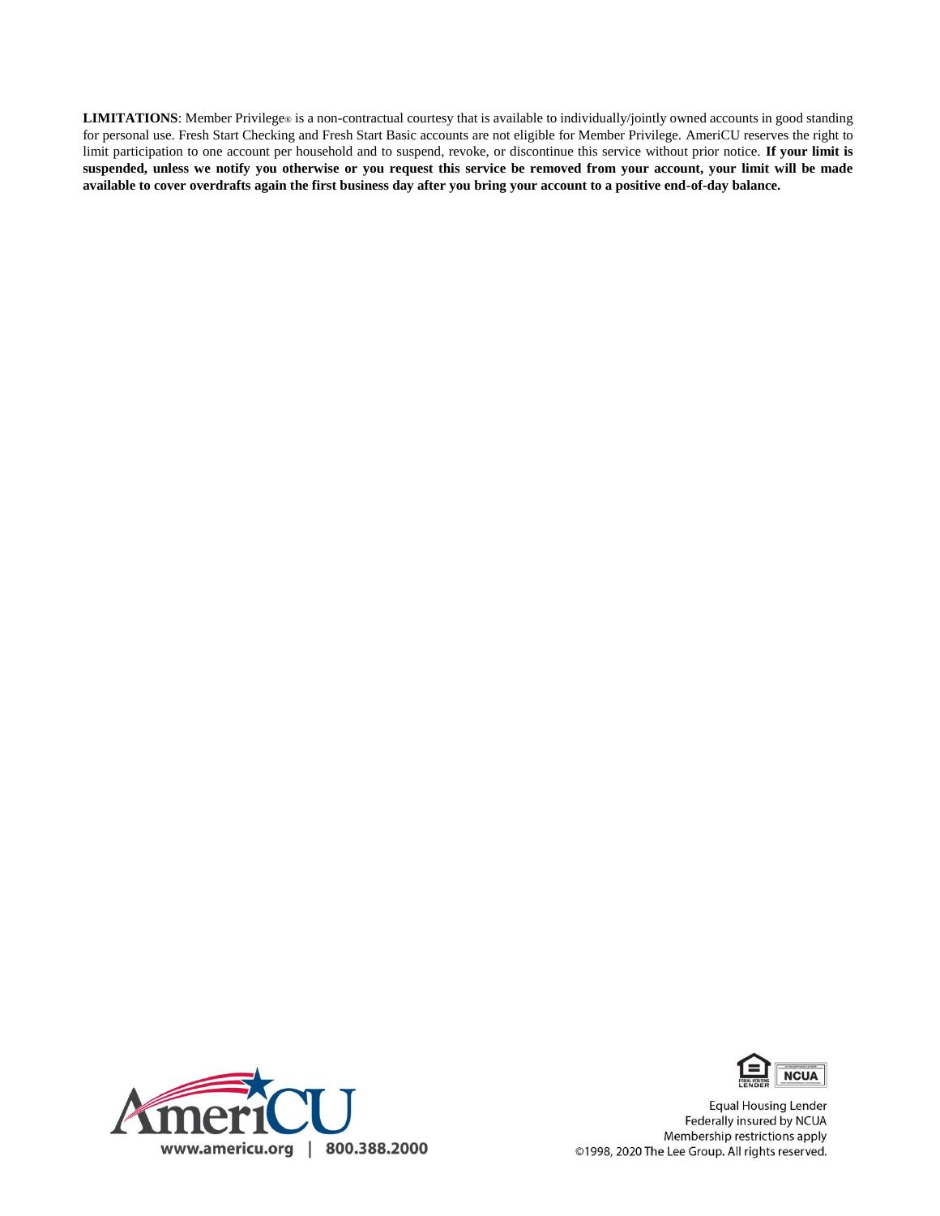**LIMITATIONS**: Member Privilege® is a non-contractual courtesy that is available to individually/jointly owned accounts in good standing for personal use. Fresh Start Checking and Fresh Start Basic accounts are not eligible for Member Privilege. AmeriCU reserves the right to limit participation to one account per household and to suspend, revoke, or discontinue this service without prior notice. **If your limit is suspended, unless we notify you otherwise or you request this service be removed from your account, your limit will be made available to cover overdrafts again the first business day after you bring your account to a positive end-of-day balance.**

AmeriCU

www.americu.org | 800.388.2000

Equal Housing Lender
Federally insured by NCUA
Membership restrictions apply
©1998, 2020 The Lee Group. All rights reserved.